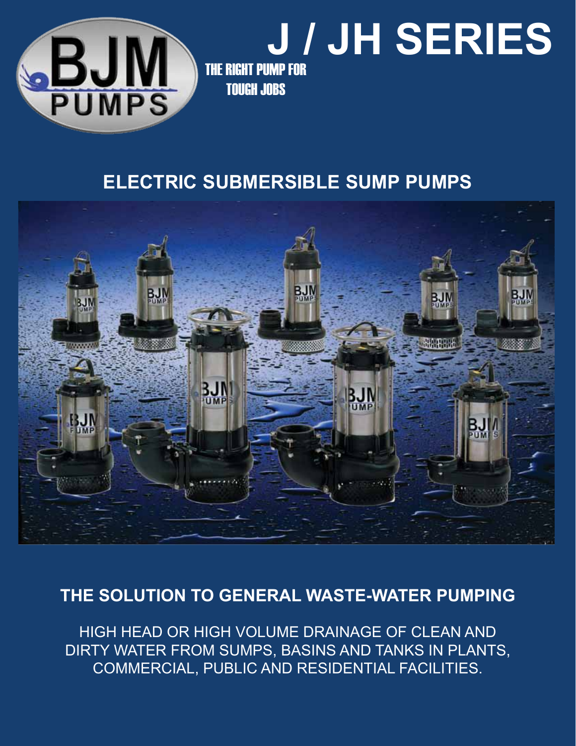# J / JH SERIES

THE RIGHT PUMP FOR TOUGH JOBS

## ELECTRIC SUBMERSIBLE SUMP PUMPS

## THE SOLUTION TO GENERAL WASTE-WATER PUMPING

HIGH HEAD OR HIGH VOLUME DRAINAGE OF CLEAN AND DIRTY WATER FROM SUMPS, BASINS AND TANKS IN PLANTS, COMMERCIAL, PUBLIC AND RESIDENTIAL FACILITIES.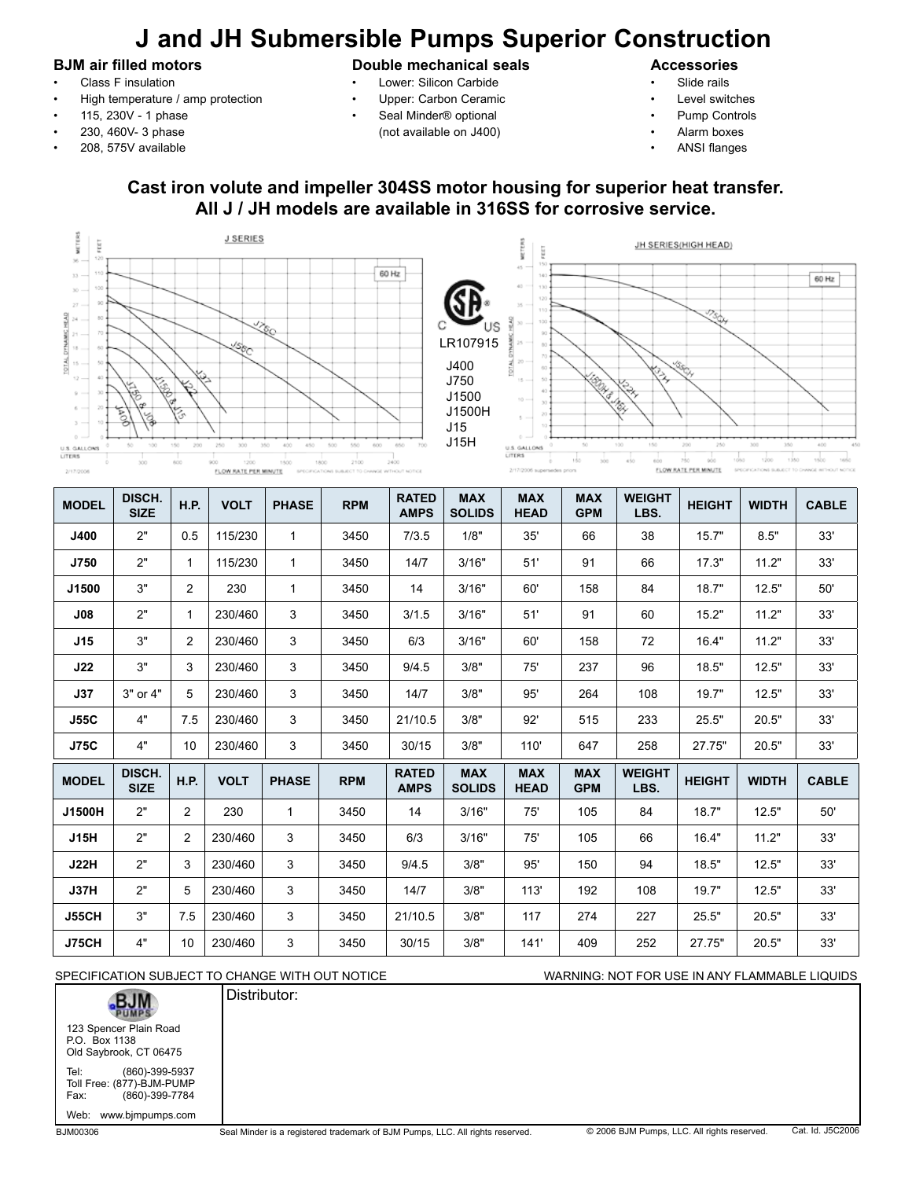# J and JH Submersible Pumps Superior Construction

**BJM air filled motors**
- Class F insulation
- High temperature / amp protection
- 115, 230V - 1 phase
- 230, 460V- 3 phase
- 208, 575V available

**Double mechanical seals**
- Lower: Silicon Carbide
- Upper: Carbon Ceramic
- Seal Minder® optional (not available on J400)

**Accessories**
- Slide rails
- Level switches
- Pump Controls
- Alarm boxes
- ANSI flanges

**Cast iron volute and impeller 304SS motor housing for superior heat transfer.**
**All J / JH models are available in 316SS for corrosive service.**

J SERIES

60 Hz

METERS FEET TOTAL DYNAMIC HEAD

J75C J55C J37 J22 J1500 & J15 J750 & J08 J400

U.S. GALLONS LITERS FLOW RATE PER MINUTE

2/17/2006 SPECIFICATIONS SUBJECT TO CHANGE WITHOUT NOTICE

LR107915

J400
J750
J1500
J1500H
J15
J15H

JH SERIES(HIGH HEAD)

60 Hz

METERS FEET TOTAL DYNAMIC HEAD

J75CH J55CH J37H J22H J1500H & J15H

U.S. GALLONS LITERS FLOW RATE PER MINUTE

2/17/2006 supersedes priors SPECIFICATIONS SUBJECT TO CHANGE WITHOUT NOTICE

| MODEL | DISCH. SIZE | H.P. | VOLT | PHASE | RPM | RATED AMPS | MAX SOLIDS | MAX HEAD | MAX GPM | WEIGHT LBS. | HEIGHT | WIDTH | CABLE |
|---|---|---|---|---|---|---|---|---|---|---|---|---|---|
| J400 | 2" | 0.5 | 115/230 | 1 | 3450 | 7/3.5 | 1/8" | 35' | 66 | 38 | 15.7" | 8.5" | 33' |
| J750 | 2" | 1 | 115/230 | 1 | 3450 | 14/7 | 3/16" | 51' | 91 | 66 | 17.3" | 11.2" | 33' |
| J1500 | 3" | 2 | 230 | 1 | 3450 | 14 | 3/16" | 60' | 158 | 84 | 18.7" | 12.5" | 50' |
| J08 | 2" | 1 | 230/460 | 3 | 3450 | 3/1.5 | 3/16" | 51' | 91 | 60 | 15.2" | 11.2" | 33' |
| J15 | 3" | 2 | 230/460 | 3 | 3450 | 6/3 | 3/16" | 60' | 158 | 72 | 16.4" | 11.2" | 33' |
| J22 | 3" | 3 | 230/460 | 3 | 3450 | 9/4.5 | 3/8" | 75' | 237 | 96 | 18.5" | 12.5" | 33' |
| J37 | 3" or 4" | 5 | 230/460 | 3 | 3450 | 14/7 | 3/8" | 95' | 264 | 108 | 19.7" | 12.5" | 33' |
| J55C | 4" | 7.5 | 230/460 | 3 | 3450 | 21/10.5 | 3/8" | 92' | 515 | 233 | 25.5" | 20.5" | 33' |
| J75C | 4" | 10 | 230/460 | 3 | 3450 | 30/15 | 3/8" | 110' | 647 | 258 | 27.75" | 20.5" | 33' |

| MODEL | DISCH. SIZE | H.P. | VOLT | PHASE | RPM | RATED AMPS | MAX SOLIDS | MAX HEAD | MAX GPM | WEIGHT LBS. | HEIGHT | WIDTH | CABLE |
|---|---|---|---|---|---|---|---|---|---|---|---|---|---|
| J1500H | 2" | 2 | 230 | 1 | 3450 | 14 | 3/16" | 75' | 105 | 84 | 18.7" | 12.5" | 50' |
| J15H | 2" | 2 | 230/460 | 3 | 3450 | 6/3 | 3/16" | 75' | 105 | 66 | 16.4" | 11.2" | 33' |
| J22H | 2" | 3 | 230/460 | 3 | 3450 | 9/4.5 | 3/8" | 95' | 150 | 94 | 18.5" | 12.5" | 33' |
| J37H | 2" | 5 | 230/460 | 3 | 3450 | 14/7 | 3/8" | 113' | 192 | 108 | 19.7" | 12.5" | 33' |
| J55CH | 3" | 7.5 | 230/460 | 3 | 3450 | 21/10.5 | 3/8" | 117 | 274 | 227 | 25.5" | 20.5" | 33' |
| J75CH | 4" | 10 | 230/460 | 3 | 3450 | 30/15 | 3/8" | 141' | 409 | 252 | 27.75" | 20.5" | 33' |

SPECIFICATION SUBJECT TO CHANGE WITH OUT NOTICE

WARNING: NOT FOR USE IN ANY FLAMMABLE LIQUIDS

BJM PUMPS

123 Spencer Plain Road
P.O. Box 1138
Old Saybrook, CT 06475

Tel: (860)-399-5937
Toll Free: (877)-BJM-PUMP
Fax: (860)-399-7784

Web: www.bjmpumps.com

Distributor:

BJM00306

Seal Minder is a registered trademark of BJM Pumps, LLC. All rights reserved.

© 2006 BJM Pumps, LLC. All rights reserved.

Cat. Id. J5C2006